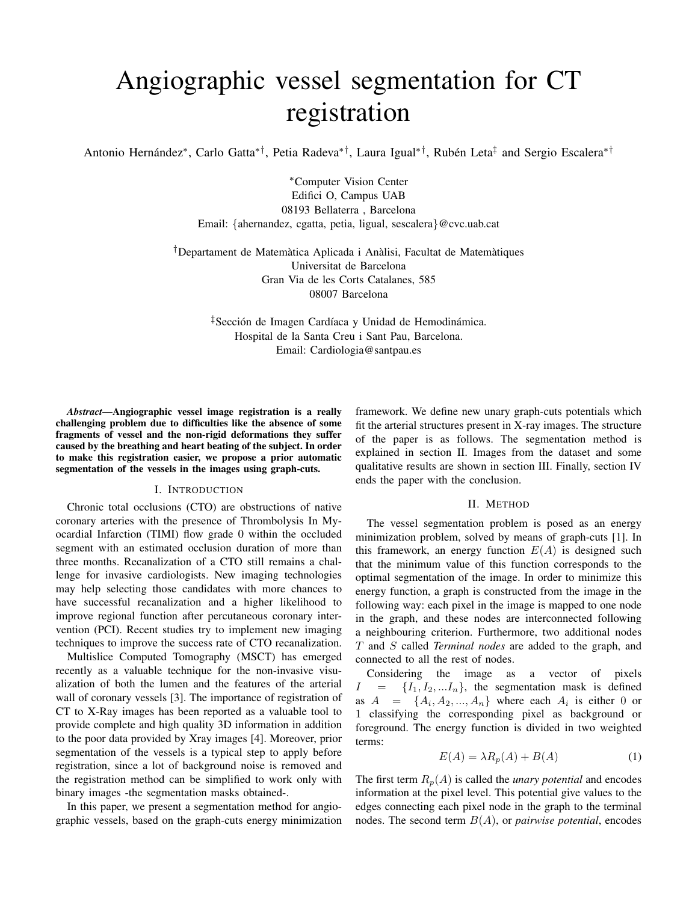# Angiographic vessel segmentation for CT registration

Antonio Hernández*, Carlo Gatta*†, Petia Radeva*†, Laura Igual*†, Rubén Leta‡ and Sergio Escalera*†

*Computer Vision Center
Edifici O, Campus UAB
08193 Bellaterra , Barcelona
Email: {ahernandez, cgatta, petia, ligual, sescalera}@cvc.uab.cat

†Departament de Matemàtica Aplicada i Anàlisi, Facultat de Matemàtiques
Universitat de Barcelona
Gran Via de les Corts Catalanes, 585
08007 Barcelona

‡Sección de Imagen Cardíaca y Unidad de Hemodinámica.
Hospital de la Santa Creu i Sant Pau, Barcelona.
Email: Cardiologia@santpau.es

***Abstract*—Angiographic vessel image registration is a really challenging problem due to difficulties like the absence of some fragments of vessel and the non-rigid deformations they suffer caused by the breathing and heart beating of the subject. In order to make this registration easier, we propose a prior automatic segmentation of the vessels in the images using graph-cuts.**

## I. Introduction

Chronic total occlusions (CTO) are obstructions of native coronary arteries with the presence of Thrombolysis In Myocardial Infarction (TIMI) flow grade 0 within the occluded segment with an estimated occlusion duration of more than three months. Recanalization of a CTO still remains a challenge for invasive cardiologists. New imaging technologies may help selecting those candidates with more chances to have successful recanalization and a higher likelihood to improve regional function after percutaneous coronary intervention (PCI). Recent studies try to implement new imaging techniques to improve the success rate of CTO recanalization.

Multislice Computed Tomography (MSCT) has emerged recently as a valuable technique for the non-invasive visualization of both the lumen and the features of the arterial wall of coronary vessels [3]. The importance of registration of CT to X-Ray images has been reported as a valuable tool to provide complete and high quality 3D information in addition to the poor data provided by Xray images [4]. Moreover, prior segmentation of the vessels is a typical step to apply before registration, since a lot of background noise is removed and the registration method can be simplified to work only with binary images -the segmentation masks obtained-.

In this paper, we present a segmentation method for angiographic vessels, based on the graph-cuts energy minimization framework. We define new unary graph-cuts potentials which fit the arterial structures present in X-ray images. The structure of the paper is as follows. The segmentation method is explained in section II. Images from the dataset and some qualitative results are shown in section III. Finally, section IV ends the paper with the conclusion.

## II. Method

The vessel segmentation problem is posed as an energy minimization problem, solved by means of graph-cuts [1]. In this framework, an energy function $E(A)$ is designed such that the minimum value of this function corresponds to the optimal segmentation of the image. In order to minimize this energy function, a graph is constructed from the image in the following way: each pixel in the image is mapped to one node in the graph, and these nodes are interconnected following a neighbouring criterion. Furthermore, two additional nodes $T$ and $S$ called *Terminal nodes* are added to the graph, and connected to all the rest of nodes.

Considering the image as a vector of pixels $I = \{I_1, I_2, ...I_n\}$, the segmentation mask is defined as $A = \{A_i, A_2, ..., A_n\}$ where each $A_i$ is either 0 or 1 classifying the corresponding pixel as background or foreground. The energy function is divided in two weighted terms:

$$E(A) = \lambda R_p(A) + B(A) \tag{1}$$

The first term $R_p(A)$ is called the *unary potential* and encodes information at the pixel level. This potential give values to the edges connecting each pixel node in the graph to the terminal nodes. The second term $B(A)$, or *pairwise potential*, encodes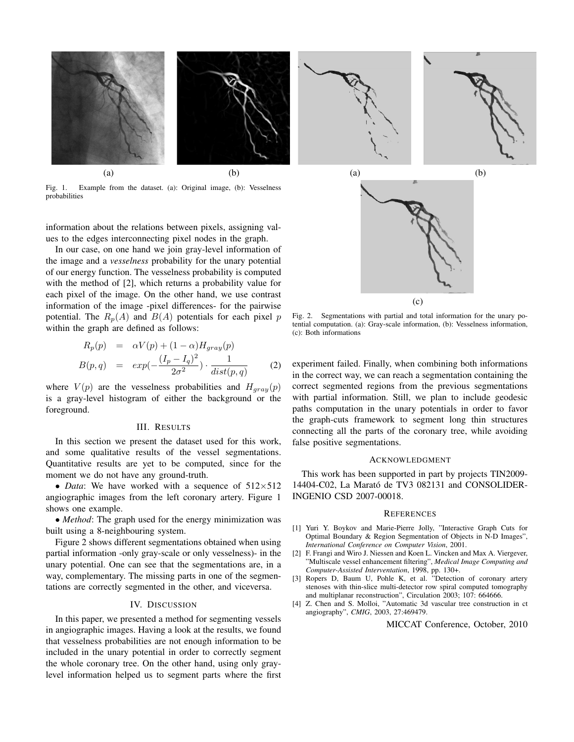(a) (b)

Fig. 1. Example from the dataset. (a): Original image, (b): Vesselness probabilities

information about the relations between pixels, assigning values to the edges interconnecting pixel nodes in the graph.

In our case, on one hand we join gray-level information of the image and a *vesselness* probability for the unary potential of our energy function. The vesselness probability is computed with the method of [2], which returns a probability value for each pixel of the image. On the other hand, we use contrast information of the image -pixel differences- for the pairwise potential. The $R_p(A)$ and $B(A)$ potentials for each pixel $p$ within the graph are defined as follows:

$$
\begin{aligned}
R_p(p) &= \alpha V(p) + (1-\alpha) H_{gray}(p) \\
B(p,q) &= exp(-\frac{(I_p - I_q)^2}{2\sigma^2}) \cdot \frac{1}{dist(p,q)}
\end{aligned} \quad (2)
$$

where $V(p)$ are the vesselness probabilities and $H_{gray}(p)$ is a gray-level histogram of either the background or the foreground.

## III. Results

In this section we present the dataset used for this work, and some qualitative results of the vessel segmentations. Quantitative results are yet to be computed, since for the moment we do not have any ground-truth.

• *Data*: We have worked with a sequence of 512×512 angiographic images from the left coronary artery. Figure 1 shows one example.

• *Method*: The graph used for the energy minimization was built using a 8-neighbouring system.

Figure 2 shows different segmentations obtained when using partial information -only gray-scale or only vesselness)- in the unary potential. One can see that the segmentations are, in a way, complementary. The missing parts in one of the segmentations are correctly segmented in the other, and viceversa.

## IV. Discussion

In this paper, we presented a method for segmenting vessels in angiographic images. Having a look at the results, we found that vesselness probabilities are not enough information to be included in the unary potential in order to correctly segment the whole coronary tree. On the other hand, using only gray-level information helped us to segment parts where the first experiment failed. Finally, when combining both informations in the correct way, we can reach a segmentation containing the correct segmented regions from the previous segmentations with partial information. Still, we plan to include geodesic paths computation in the unary potentials in order to favor the graph-cuts framework to segment long thin structures connecting all the parts of the coronary tree, while avoiding false positive segmentations.

(a) (b)

(c)

Fig. 2. Segmentations with partial and total information for the unary potential computation. (a): Gray-scale information, (b): Vesselness information, (c): Both informations

## Acknowledgment

This work has been supported in part by projects TIN2009-14404-C02, La Marató de TV3 082131 and CONSOLIDER-INGENIO CSD 2007-00018.

## References

[1] Yuri Y. Boykov and Marie-Pierre Jolly, "Interactive Graph Cuts for Optimal Boundary & Region Segmentation of Objects in N-D Images", *International Conference on Computer Vision*, 2001.

[2] F. Frangi and Wiro J. Niessen and Koen L. Vincken and Max A. Viergever, "Multiscale vessel enhancement filtering", *Medical Image Computing and Computer-Assisted Intervention*, 1998, pp. 130+.

[3] Ropers D, Baum U, Pohle K, et al. "Detection of coronary artery stenoses with thin-slice multi-detector row spiral computed tomography and multiplanar reconstruction", Circulation 2003; 107: 664666.

[4] Z. Chen and S. Molloi, "Automatic 3d vascular tree construction in ct angiography", *CMIG*, 2003, 27:469479.

MICCAT Conference, October, 2010